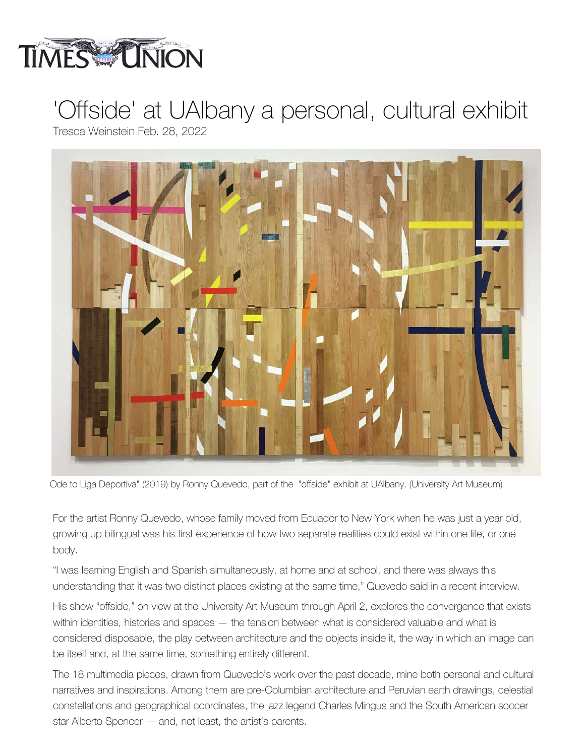TIMES UNION

# 'Offside' at UAlbany a personal, cultural exhibit

Tresca Weinstein Feb. 28, 2022

Ode to Liga Deportiva" (2019) by Ronny Quevedo, part of the "offside" exhibit at UAlbany. (University Art Museum)

For the artist Ronny Quevedo, whose family moved from Ecuador to New York when he was just a year old, growing up bilingual was his first experience of how two separate realities could exist within one life, or one body.

"I was learning English and Spanish simultaneously, at home and at school, and there was always this understanding that it was two distinct places existing at the same time," Quevedo said in a recent interview.

His show "offside," on view at the University Art Museum through April 2, explores the convergence that exists within identities, histories and spaces — the tension between what is considered valuable and what is considered disposable, the play between architecture and the objects inside it, the way in which an image can be itself and, at the same time, something entirely different.

The 18 multimedia pieces, drawn from Quevedo's work over the past decade, mine both personal and cultural narratives and inspirations. Among them are pre-Columbian architecture and Peruvian earth drawings, celestial constellations and geographical coordinates, the jazz legend Charles Mingus and the South American soccer star Alberto Spencer — and, not least, the artist's parents.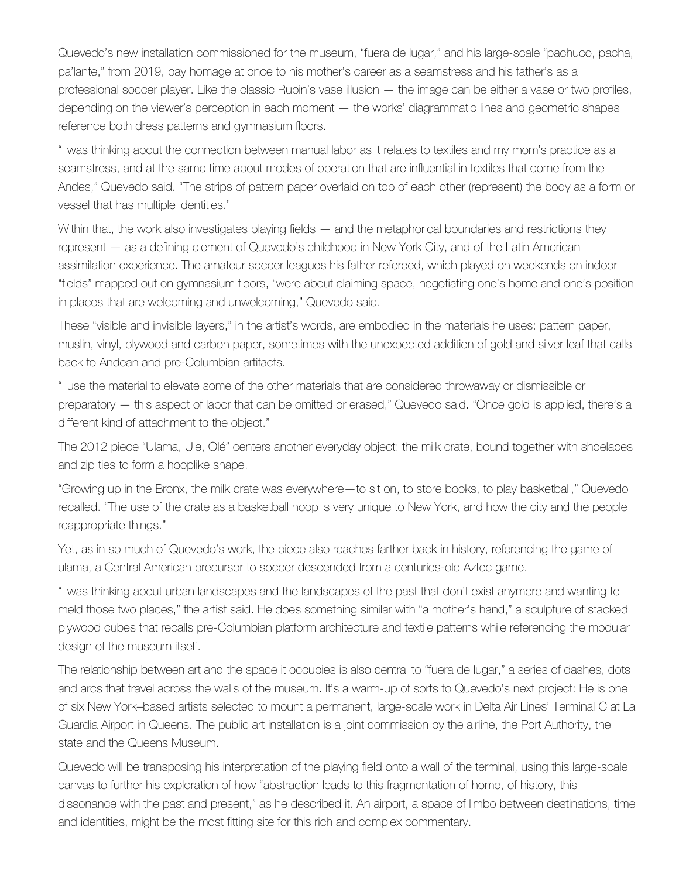Quevedo's new installation commissioned for the museum, "fuera de lugar," and his large-scale "pachuco, pacha, pa'lante," from 2019, pay homage at once to his mother's career as a seamstress and his father's as a professional soccer player. Like the classic Rubin's vase illusion — the image can be either a vase or two profiles, depending on the viewer's perception in each moment — the works' diagrammatic lines and geometric shapes reference both dress patterns and gymnasium floors.

"I was thinking about the connection between manual labor as it relates to textiles and my mom's practice as a seamstress, and at the same time about modes of operation that are influential in textiles that come from the Andes," Quevedo said. "The strips of pattern paper overlaid on top of each other (represent) the body as a form or vessel that has multiple identities."

Within that, the work also investigates playing fields — and the metaphorical boundaries and restrictions they represent — as a defining element of Quevedo's childhood in New York City, and of the Latin American assimilation experience. The amateur soccer leagues his father refereed, which played on weekends on indoor "fields" mapped out on gymnasium floors, "were about claiming space, negotiating one's home and one's position in places that are welcoming and unwelcoming," Quevedo said.

These "visible and invisible layers," in the artist's words, are embodied in the materials he uses: pattern paper, muslin, vinyl, plywood and carbon paper, sometimes with the unexpected addition of gold and silver leaf that calls back to Andean and pre-Columbian artifacts.

"I use the material to elevate some of the other materials that are considered throwaway or dismissible or preparatory — this aspect of labor that can be omitted or erased," Quevedo said. "Once gold is applied, there's a different kind of attachment to the object."

The 2012 piece "Ulama, Ule, Olé" centers another everyday object: the milk crate, bound together with shoelaces and zip ties to form a hooplike shape.

"Growing up in the Bronx, the milk crate was everywhere—to sit on, to store books, to play basketball," Quevedo recalled. "The use of the crate as a basketball hoop is very unique to New York, and how the city and the people reappropriate things."

Yet, as in so much of Quevedo's work, the piece also reaches farther back in history, referencing the game of ulama, a Central American precursor to soccer descended from a centuries-old Aztec game.

"I was thinking about urban landscapes and the landscapes of the past that don't exist anymore and wanting to meld those two places," the artist said. He does something similar with "a mother's hand," a sculpture of stacked plywood cubes that recalls pre-Columbian platform architecture and textile patterns while referencing the modular design of the museum itself.

The relationship between art and the space it occupies is also central to "fuera de lugar," a series of dashes, dots and arcs that travel across the walls of the museum. It's a warm-up of sorts to Quevedo's next project: He is one of six New York–based artists selected to mount a permanent, large-scale work in Delta Air Lines' Terminal C at La Guardia Airport in Queens. The public art installation is a joint commission by the airline, the Port Authority, the state and the Queens Museum.

Quevedo will be transposing his interpretation of the playing field onto a wall of the terminal, using this large-scale canvas to further his exploration of how "abstraction leads to this fragmentation of home, of history, this dissonance with the past and present," as he described it. An airport, a space of limbo between destinations, time and identities, might be the most fitting site for this rich and complex commentary.